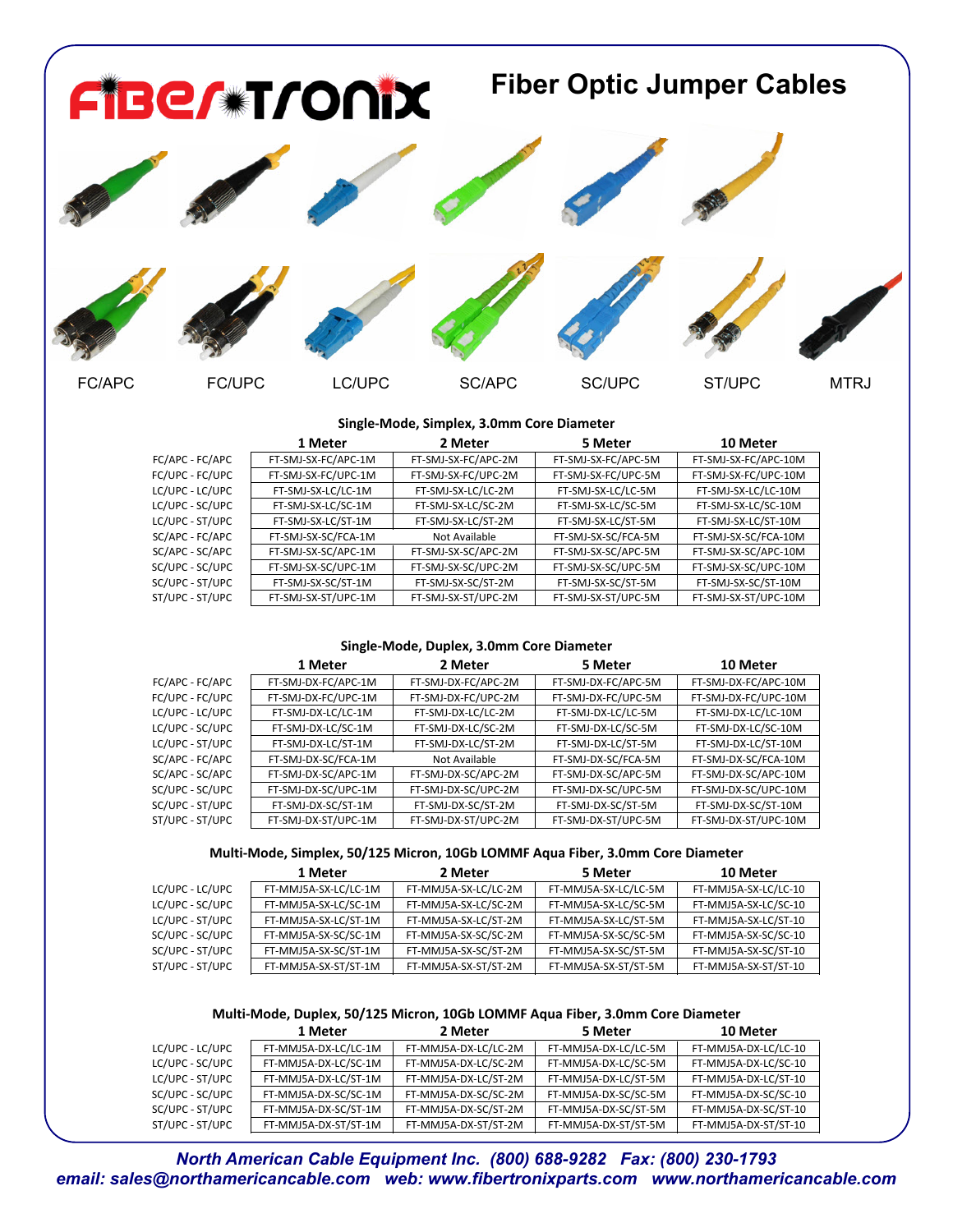# FiberTronix

## Fiber Optic Jumper Cables

FC/APC FC/UPC LC/UPC SC/APC SC/UPC ST/UPC MTRJ

### Single-Mode, Simplex, 3.0mm Core Diameter

| | 1 Meter | 2 Meter | 5 Meter | 10 Meter |
|---|---|---|---|---|
| FC/APC - FC/APC | FT-SMJ-SX-FC/APC-1M | FT-SMJ-SX-FC/APC-2M | FT-SMJ-SX-FC/APC-5M | FT-SMJ-SX-FC/APC-10M |
| FC/UPC - FC/UPC | FT-SMJ-SX-FC/UPC-1M | FT-SMJ-SX-FC/UPC-2M | FT-SMJ-SX-FC/UPC-5M | FT-SMJ-SX-FC/UPC-10M |
| LC/UPC - LC/UPC | FT-SMJ-SX-LC/LC-1M | FT-SMJ-SX-LC/LC-2M | FT-SMJ-SX-LC/LC-5M | FT-SMJ-SX-LC/LC-10M |
| LC/UPC - SC/UPC | FT-SMJ-SX-LC/SC-1M | FT-SMJ-SX-LC/SC-2M | FT-SMJ-SX-LC/SC-5M | FT-SMJ-SX-LC/SC-10M |
| LC/UPC - ST/UPC | FT-SMJ-SX-LC/ST-1M | FT-SMJ-SX-LC/ST-2M | FT-SMJ-SX-LC/ST-5M | FT-SMJ-SX-LC/ST-10M |
| SC/APC - FC/APC | FT-SMJ-SX-SC/FCA-1M | Not Available | FT-SMJ-SX-SC/FCA-5M | FT-SMJ-SX-SC/FCA-10M |
| SC/APC - SC/APC | FT-SMJ-SX-SC/APC-1M | FT-SMJ-SX-SC/APC-2M | FT-SMJ-SX-SC/APC-5M | FT-SMJ-SX-SC/APC-10M |
| SC/UPC - SC/UPC | FT-SMJ-SX-SC/UPC-1M | FT-SMJ-SX-SC/UPC-2M | FT-SMJ-SX-SC/UPC-5M | FT-SMJ-SX-SC/UPC-10M |
| SC/UPC - ST/UPC | FT-SMJ-SX-SC/ST-1M | FT-SMJ-SX-SC/ST-2M | FT-SMJ-SX-SC/ST-5M | FT-SMJ-SX-SC/ST-10M |
| ST/UPC - ST/UPC | FT-SMJ-SX-ST/UPC-1M | FT-SMJ-SX-ST/UPC-2M | FT-SMJ-SX-ST/UPC-5M | FT-SMJ-SX-ST/UPC-10M |

### Single-Mode, Duplex, 3.0mm Core Diameter

| | 1 Meter | 2 Meter | 5 Meter | 10 Meter |
|---|---|---|---|---|
| FC/APC - FC/APC | FT-SMJ-DX-FC/APC-1M | FT-SMJ-DX-FC/APC-2M | FT-SMJ-DX-FC/APC-5M | FT-SMJ-DX-FC/APC-10M |
| FC/UPC - FC/UPC | FT-SMJ-DX-FC/UPC-1M | FT-SMJ-DX-FC/UPC-2M | FT-SMJ-DX-FC/UPC-5M | FT-SMJ-DX-FC/UPC-10M |
| LC/UPC - LC/UPC | FT-SMJ-DX-LC/LC-1M | FT-SMJ-DX-LC/LC-2M | FT-SMJ-DX-LC/LC-5M | FT-SMJ-DX-LC/LC-10M |
| LC/UPC - SC/UPC | FT-SMJ-DX-LC/SC-1M | FT-SMJ-DX-LC/SC-2M | FT-SMJ-DX-LC/SC-5M | FT-SMJ-DX-LC/SC-10M |
| LC/UPC - ST/UPC | FT-SMJ-DX-LC/ST-1M | FT-SMJ-DX-LC/ST-2M | FT-SMJ-DX-LC/ST-5M | FT-SMJ-DX-LC/ST-10M |
| SC/APC - FC/APC | FT-SMJ-DX-SC/FCA-1M | Not Available | FT-SMJ-DX-SC/FCA-5M | FT-SMJ-DX-SC/FCA-10M |
| SC/APC - SC/APC | FT-SMJ-DX-SC/APC-1M | FT-SMJ-DX-SC/APC-2M | FT-SMJ-DX-SC/APC-5M | FT-SMJ-DX-SC/APC-10M |
| SC/UPC - SC/UPC | FT-SMJ-DX-SC/UPC-1M | FT-SMJ-DX-SC/UPC-2M | FT-SMJ-DX-SC/UPC-5M | FT-SMJ-DX-SC/UPC-10M |
| SC/UPC - ST/UPC | FT-SMJ-DX-SC/ST-1M | FT-SMJ-DX-SC/ST-2M | FT-SMJ-DX-SC/ST-5M | FT-SMJ-DX-SC/ST-10M |
| ST/UPC - ST/UPC | FT-SMJ-DX-ST/UPC-1M | FT-SMJ-DX-ST/UPC-2M | FT-SMJ-DX-ST/UPC-5M | FT-SMJ-DX-ST/UPC-10M |

### Multi-Mode, Simplex, 50/125 Micron, 10Gb LOMMF Aqua Fiber, 3.0mm Core Diameter

| | 1 Meter | 2 Meter | 5 Meter | 10 Meter |
|---|---|---|---|---|
| LC/UPC - LC/UPC | FT-MMJ5A-SX-LC/LC-1M | FT-MMJ5A-SX-LC/LC-2M | FT-MMJ5A-SX-LC/LC-5M | FT-MMJ5A-SX-LC/LC-10 |
| LC/UPC - SC/UPC | FT-MMJ5A-SX-LC/SC-1M | FT-MMJ5A-SX-LC/SC-2M | FT-MMJ5A-SX-LC/SC-5M | FT-MMJ5A-SX-LC/SC-10 |
| LC/UPC - ST/UPC | FT-MMJ5A-SX-LC/ST-1M | FT-MMJ5A-SX-LC/ST-2M | FT-MMJ5A-SX-LC/ST-5M | FT-MMJ5A-SX-LC/ST-10 |
| SC/UPC - SC/UPC | FT-MMJ5A-SX-SC/SC-1M | FT-MMJ5A-SX-SC/SC-2M | FT-MMJ5A-SX-SC/SC-5M | FT-MMJ5A-SX-SC/SC-10 |
| SC/UPC - ST/UPC | FT-MMJ5A-SX-SC/ST-1M | FT-MMJ5A-SX-SC/ST-2M | FT-MMJ5A-SX-SC/ST-5M | FT-MMJ5A-SX-SC/ST-10 |
| ST/UPC - ST/UPC | FT-MMJ5A-SX-ST/ST-1M | FT-MMJ5A-SX-ST/ST-2M | FT-MMJ5A-SX-ST/ST-5M | FT-MMJ5A-SX-ST/ST-10 |

### Multi-Mode, Duplex, 50/125 Micron, 10Gb LOMMF Aqua Fiber, 3.0mm Core Diameter

| | 1 Meter | 2 Meter | 5 Meter | 10 Meter |
|---|---|---|---|---|
| LC/UPC - LC/UPC | FT-MMJ5A-DX-LC/LC-1M | FT-MMJ5A-DX-LC/LC-2M | FT-MMJ5A-DX-LC/LC-5M | FT-MMJ5A-DX-LC/LC-10 |
| LC/UPC - SC/UPC | FT-MMJ5A-DX-LC/SC-1M | FT-MMJ5A-DX-LC/SC-2M | FT-MMJ5A-DX-LC/SC-5M | FT-MMJ5A-DX-LC/SC-10 |
| LC/UPC - ST/UPC | FT-MMJ5A-DX-LC/ST-1M | FT-MMJ5A-DX-LC/ST-2M | FT-MMJ5A-DX-LC/ST-5M | FT-MMJ5A-DX-LC/ST-10 |
| SC/UPC - SC/UPC | FT-MMJ5A-DX-SC/SC-1M | FT-MMJ5A-DX-SC/SC-2M | FT-MMJ5A-DX-SC/SC-5M | FT-MMJ5A-DX-SC/SC-10 |
| SC/UPC - ST/UPC | FT-MMJ5A-DX-SC/ST-1M | FT-MMJ5A-DX-SC/ST-2M | FT-MMJ5A-DX-SC/ST-5M | FT-MMJ5A-DX-SC/ST-10 |
| ST/UPC - ST/UPC | FT-MMJ5A-DX-ST/ST-1M | FT-MMJ5A-DX-ST/ST-2M | FT-MMJ5A-DX-ST/ST-5M | FT-MMJ5A-DX-ST/ST-10 |

*North American Cable Equipment Inc. (800) 688-9282 Fax: (800) 230-1793*
*email: sales@northamericancable.com web: www.fibertronixparts.com www.northamericancable.com*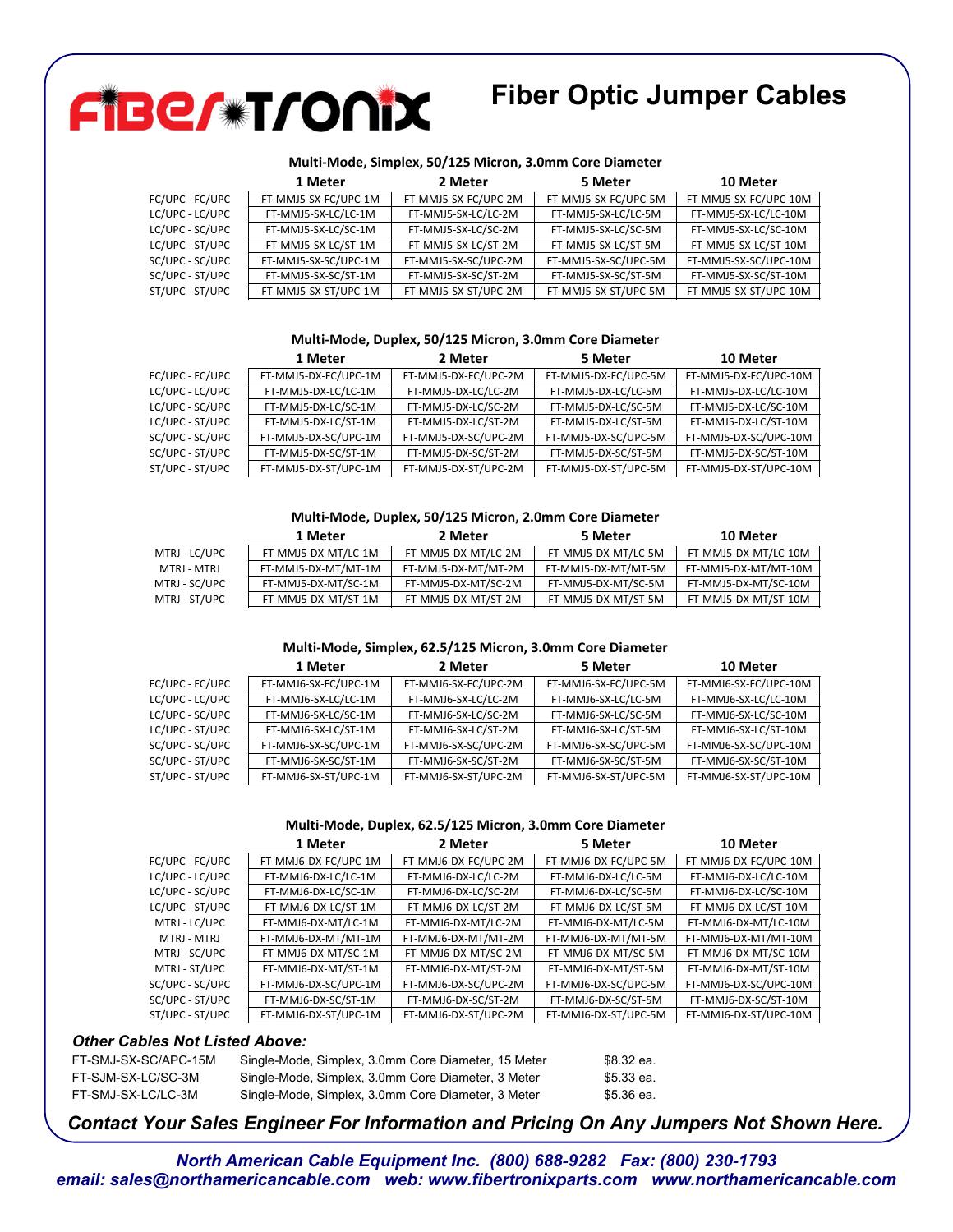# FiberTronix

# Fiber Optic Jumper Cables

### Multi-Mode, Simplex, 50/125 Micron, 3.0mm Core Diameter

| | 1 Meter | 2 Meter | 5 Meter | 10 Meter |
|---|---|---|---|---|
| FC/UPC - FC/UPC | FT-MMJ5-SX-FC/UPC-1M | FT-MMJ5-SX-FC/UPC-2M | FT-MMJ5-SX-FC/UPC-5M | FT-MMJ5-SX-FC/UPC-10M |
| LC/UPC - LC/UPC | FT-MMJ5-SX-LC/LC-1M | FT-MMJ5-SX-LC/LC-2M | FT-MMJ5-SX-LC/LC-5M | FT-MMJ5-SX-LC/LC-10M |
| LC/UPC - SC/UPC | FT-MMJ5-SX-LC/SC-1M | FT-MMJ5-SX-LC/SC-2M | FT-MMJ5-SX-LC/SC-5M | FT-MMJ5-SX-LC/SC-10M |
| LC/UPC - ST/UPC | FT-MMJ5-SX-LC/ST-1M | FT-MMJ5-SX-LC/ST-2M | FT-MMJ5-SX-LC/ST-5M | FT-MMJ5-SX-LC/ST-10M |
| SC/UPC - SC/UPC | FT-MMJ5-SX-SC/UPC-1M | FT-MMJ5-SX-SC/UPC-2M | FT-MMJ5-SX-SC/UPC-5M | FT-MMJ5-SX-SC/UPC-10M |
| SC/UPC - ST/UPC | FT-MMJ5-SX-SC/ST-1M | FT-MMJ5-SX-SC/ST-2M | FT-MMJ5-SX-SC/ST-5M | FT-MMJ5-SX-SC/ST-10M |
| ST/UPC - ST/UPC | FT-MMJ5-SX-ST/UPC-1M | FT-MMJ5-SX-ST/UPC-2M | FT-MMJ5-SX-ST/UPC-5M | FT-MMJ5-SX-ST/UPC-10M |

### Multi-Mode, Duplex, 50/125 Micron, 3.0mm Core Diameter

| | 1 Meter | 2 Meter | 5 Meter | 10 Meter |
|---|---|---|---|---|
| FC/UPC - FC/UPC | FT-MMJ5-DX-FC/UPC-1M | FT-MMJ5-DX-FC/UPC-2M | FT-MMJ5-DX-FC/UPC-5M | FT-MMJ5-DX-FC/UPC-10M |
| LC/UPC - LC/UPC | FT-MMJ5-DX-LC/LC-1M | FT-MMJ5-DX-LC/LC-2M | FT-MMJ5-DX-LC/LC-5M | FT-MMJ5-DX-LC/LC-10M |
| LC/UPC - SC/UPC | FT-MMJ5-DX-LC/SC-1M | FT-MMJ5-DX-LC/SC-2M | FT-MMJ5-DX-LC/SC-5M | FT-MMJ5-DX-LC/SC-10M |
| LC/UPC - ST/UPC | FT-MMJ5-DX-LC/ST-1M | FT-MMJ5-DX-LC/ST-2M | FT-MMJ5-DX-LC/ST-5M | FT-MMJ5-DX-LC/ST-10M |
| SC/UPC - SC/UPC | FT-MMJ5-DX-SC/UPC-1M | FT-MMJ5-DX-SC/UPC-2M | FT-MMJ5-DX-SC/UPC-5M | FT-MMJ5-DX-SC/UPC-10M |
| SC/UPC - ST/UPC | FT-MMJ5-DX-SC/ST-1M | FT-MMJ5-DX-SC/ST-2M | FT-MMJ5-DX-SC/ST-5M | FT-MMJ5-DX-SC/ST-10M |
| ST/UPC - ST/UPC | FT-MMJ5-DX-ST/UPC-1M | FT-MMJ5-DX-ST/UPC-2M | FT-MMJ5-DX-ST/UPC-5M | FT-MMJ5-DX-ST/UPC-10M |

### Multi-Mode, Duplex, 50/125 Micron, 2.0mm Core Diameter

| | 1 Meter | 2 Meter | 5 Meter | 10 Meter |
|---|---|---|---|---|
| MTRJ - LC/UPC | FT-MMJ5-DX-MT/LC-1M | FT-MMJ5-DX-MT/LC-2M | FT-MMJ5-DX-MT/LC-5M | FT-MMJ5-DX-MT/LC-10M |
| MTRJ - MTRJ | FT-MMJ5-DX-MT/MT-1M | FT-MMJ5-DX-MT/MT-2M | FT-MMJ5-DX-MT/MT-5M | FT-MMJ5-DX-MT/MT-10M |
| MTRJ - SC/UPC | FT-MMJ5-DX-MT/SC-1M | FT-MMJ5-DX-MT/SC-2M | FT-MMJ5-DX-MT/SC-5M | FT-MMJ5-DX-MT/SC-10M |
| MTRJ - ST/UPC | FT-MMJ5-DX-MT/ST-1M | FT-MMJ5-DX-MT/ST-2M | FT-MMJ5-DX-MT/ST-5M | FT-MMJ5-DX-MT/ST-10M |

### Multi-Mode, Simplex, 62.5/125 Micron, 3.0mm Core Diameter

| | 1 Meter | 2 Meter | 5 Meter | 10 Meter |
|---|---|---|---|---|
| FC/UPC - FC/UPC | FT-MMJ6-SX-FC/UPC-1M | FT-MMJ6-SX-FC/UPC-2M | FT-MMJ6-SX-FC/UPC-5M | FT-MMJ6-SX-FC/UPC-10M |
| LC/UPC - LC/UPC | FT-MMJ6-SX-LC/LC-1M | FT-MMJ6-SX-LC/LC-2M | FT-MMJ6-SX-LC/LC-5M | FT-MMJ6-SX-LC/LC-10M |
| LC/UPC - SC/UPC | FT-MMJ6-SX-LC/SC-1M | FT-MMJ6-SX-LC/SC-2M | FT-MMJ6-SX-LC/SC-5M | FT-MMJ6-SX-LC/SC-10M |
| LC/UPC - ST/UPC | FT-MMJ6-SX-LC/ST-1M | FT-MMJ6-SX-LC/ST-2M | FT-MMJ6-SX-LC/ST-5M | FT-MMJ6-SX-LC/ST-10M |
| SC/UPC - SC/UPC | FT-MMJ6-SX-SC/UPC-1M | FT-MMJ6-SX-SC/UPC-2M | FT-MMJ6-SX-SC/UPC-5M | FT-MMJ6-SX-SC/UPC-10M |
| SC/UPC - ST/UPC | FT-MMJ6-SX-SC/ST-1M | FT-MMJ6-SX-SC/ST-2M | FT-MMJ6-SX-SC/ST-5M | FT-MMJ6-SX-SC/ST-10M |
| ST/UPC - ST/UPC | FT-MMJ6-SX-ST/UPC-1M | FT-MMJ6-SX-ST/UPC-2M | FT-MMJ6-SX-ST/UPC-5M | FT-MMJ6-SX-ST/UPC-10M |

### Multi-Mode, Duplex, 62.5/125 Micron, 3.0mm Core Diameter

| | 1 Meter | 2 Meter | 5 Meter | 10 Meter |
|---|---|---|---|---|
| FC/UPC - FC/UPC | FT-MMJ6-DX-FC/UPC-1M | FT-MMJ6-DX-FC/UPC-2M | FT-MMJ6-DX-FC/UPC-5M | FT-MMJ6-DX-FC/UPC-10M |
| LC/UPC - LC/UPC | FT-MMJ6-DX-LC/LC-1M | FT-MMJ6-DX-LC/LC-2M | FT-MMJ6-DX-LC/LC-5M | FT-MMJ6-DX-LC/LC-10M |
| LC/UPC - SC/UPC | FT-MMJ6-DX-LC/SC-1M | FT-MMJ6-DX-LC/SC-2M | FT-MMJ6-DX-LC/SC-5M | FT-MMJ6-DX-LC/SC-10M |
| LC/UPC - ST/UPC | FT-MMJ6-DX-LC/ST-1M | FT-MMJ6-DX-LC/ST-2M | FT-MMJ6-DX-LC/ST-5M | FT-MMJ6-DX-LC/ST-10M |
| MTRJ - LC/UPC | FT-MMJ6-DX-MT/LC-1M | FT-MMJ6-DX-MT/LC-2M | FT-MMJ6-DX-MT/LC-5M | FT-MMJ6-DX-MT/LC-10M |
| MTRJ - MTRJ | FT-MMJ6-DX-MT/MT-1M | FT-MMJ6-DX-MT/MT-2M | FT-MMJ6-DX-MT/MT-5M | FT-MMJ6-DX-MT/MT-10M |
| MTRJ - SC/UPC | FT-MMJ6-DX-MT/SC-1M | FT-MMJ6-DX-MT/SC-2M | FT-MMJ6-DX-MT/SC-5M | FT-MMJ6-DX-MT/SC-10M |
| MTRJ - ST/UPC | FT-MMJ6-DX-MT/ST-1M | FT-MMJ6-DX-MT/ST-2M | FT-MMJ6-DX-MT/ST-5M | FT-MMJ6-DX-MT/ST-10M |
| SC/UPC - SC/UPC | FT-MMJ6-DX-SC/UPC-1M | FT-MMJ6-DX-SC/UPC-2M | FT-MMJ6-DX-SC/UPC-5M | FT-MMJ6-DX-SC/UPC-10M |
| SC/UPC - ST/UPC | FT-MMJ6-DX-SC/ST-1M | FT-MMJ6-DX-SC/ST-2M | FT-MMJ6-DX-SC/ST-5M | FT-MMJ6-DX-SC/ST-10M |
| ST/UPC - ST/UPC | FT-MMJ6-DX-ST/UPC-1M | FT-MMJ6-DX-ST/UPC-2M | FT-MMJ6-DX-ST/UPC-5M | FT-MMJ6-DX-ST/UPC-10M |

### *Other Cables Not Listed Above:*

| | | |
|---|---|---|
| FT-SMJ-SX-SC/APC-15M | Single-Mode, Simplex, 3.0mm Core Diameter, 15 Meter | $8.32 ea. |
| FT-SJM-SX-LC/SC-3M | Single-Mode, Simplex, 3.0mm Core Diameter, 3 Meter | $5.33 ea. |
| FT-SMJ-SX-LC/LC-3M | Single-Mode, Simplex, 3.0mm Core Diameter, 3 Meter | $5.36 ea. |

***Contact Your Sales Engineer For Information and Pricing On Any Jumpers Not Shown Here.***

*North American Cable Equipment Inc. (800) 688-9282 Fax: (800) 230-1793*
*email: sales@northamericancable.com web: www.fibertronixparts.com www.northamericancable.com*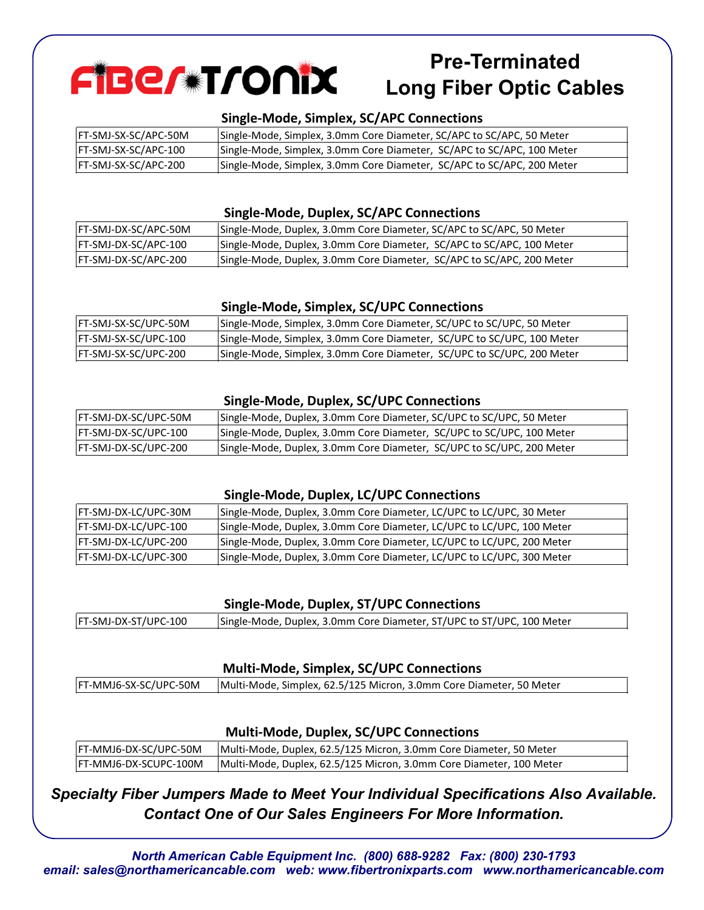FiberTronix

# Pre-Terminated Long Fiber Optic Cables

### Single-Mode, Simplex, SC/APC Connections

| | |
|---|---|
| FT-SMJ-SX-SC/APC-50M | Single-Mode, Simplex, 3.0mm Core Diameter, SC/APC to SC/APC, 50 Meter |
| FT-SMJ-SX-SC/APC-100 | Single-Mode, Simplex, 3.0mm Core Diameter, SC/APC to SC/APC, 100 Meter |
| FT-SMJ-SX-SC/APC-200 | Single-Mode, Simplex, 3.0mm Core Diameter, SC/APC to SC/APC, 200 Meter |

### Single-Mode, Duplex, SC/APC Connections

| | |
|---|---|
| FT-SMJ-DX-SC/APC-50M | Single-Mode, Duplex, 3.0mm Core Diameter, SC/APC to SC/APC, 50 Meter |
| FT-SMJ-DX-SC/APC-100 | Single-Mode, Duplex, 3.0mm Core Diameter, SC/APC to SC/APC, 100 Meter |
| FT-SMJ-DX-SC/APC-200 | Single-Mode, Duplex, 3.0mm Core Diameter, SC/APC to SC/APC, 200 Meter |

### Single-Mode, Simplex, SC/UPC Connections

| | |
|---|---|
| FT-SMJ-SX-SC/UPC-50M | Single-Mode, Simplex, 3.0mm Core Diameter, SC/UPC to SC/UPC, 50 Meter |
| FT-SMJ-SX-SC/UPC-100 | Single-Mode, Simplex, 3.0mm Core Diameter, SC/UPC to SC/UPC, 100 Meter |
| FT-SMJ-SX-SC/UPC-200 | Single-Mode, Simplex, 3.0mm Core Diameter, SC/UPC to SC/UPC, 200 Meter |

### Single-Mode, Duplex, SC/UPC Connections

| | |
|---|---|
| FT-SMJ-DX-SC/UPC-50M | Single-Mode, Duplex, 3.0mm Core Diameter, SC/UPC to SC/UPC, 50 Meter |
| FT-SMJ-DX-SC/UPC-100 | Single-Mode, Duplex, 3.0mm Core Diameter, SC/UPC to SC/UPC, 100 Meter |
| FT-SMJ-DX-SC/UPC-200 | Single-Mode, Duplex, 3.0mm Core Diameter, SC/UPC to SC/UPC, 200 Meter |

### Single-Mode, Duplex, LC/UPC Connections

| | |
|---|---|
| FT-SMJ-DX-LC/UPC-30M | Single-Mode, Duplex, 3.0mm Core Diameter, LC/UPC to LC/UPC, 30 Meter |
| FT-SMJ-DX-LC/UPC-100 | Single-Mode, Duplex, 3.0mm Core Diameter, LC/UPC to LC/UPC, 100 Meter |
| FT-SMJ-DX-LC/UPC-200 | Single-Mode, Duplex, 3.0mm Core Diameter, LC/UPC to LC/UPC, 200 Meter |
| FT-SMJ-DX-LC/UPC-300 | Single-Mode, Duplex, 3.0mm Core Diameter, LC/UPC to LC/UPC, 300 Meter |

### Single-Mode, Duplex, ST/UPC Connections

| | |
|---|---|
| FT-SMJ-DX-ST/UPC-100 | Single-Mode, Duplex, 3.0mm Core Diameter, ST/UPC to ST/UPC, 100 Meter |

### Multi-Mode, Simplex, SC/UPC Connections

| | |
|---|---|
| FT-MMJ6-SX-SC/UPC-50M | Multi-Mode, Simplex, 62.5/125 Micron, 3.0mm Core Diameter, 50 Meter |

### Multi-Mode, Duplex, SC/UPC Connections

| | |
|---|---|
| FT-MMJ6-DX-SC/UPC-50M | Multi-Mode, Duplex, 62.5/125 Micron, 3.0mm Core Diameter, 50 Meter |
| FT-MMJ6-DX-SCUPC-100M | Multi-Mode, Duplex, 62.5/125 Micron, 3.0mm Core Diameter, 100 Meter |

***Specialty Fiber Jumpers Made to Meet Your Individual Specifications Also Available.***
***Contact One of Our Sales Engineers For More Information.***

*North American Cable Equipment Inc. (800) 688-9282 Fax: (800) 230-1793*
*email: sales@northamericancable.com web: www.fibertronixparts.com www.northamericancable.com*